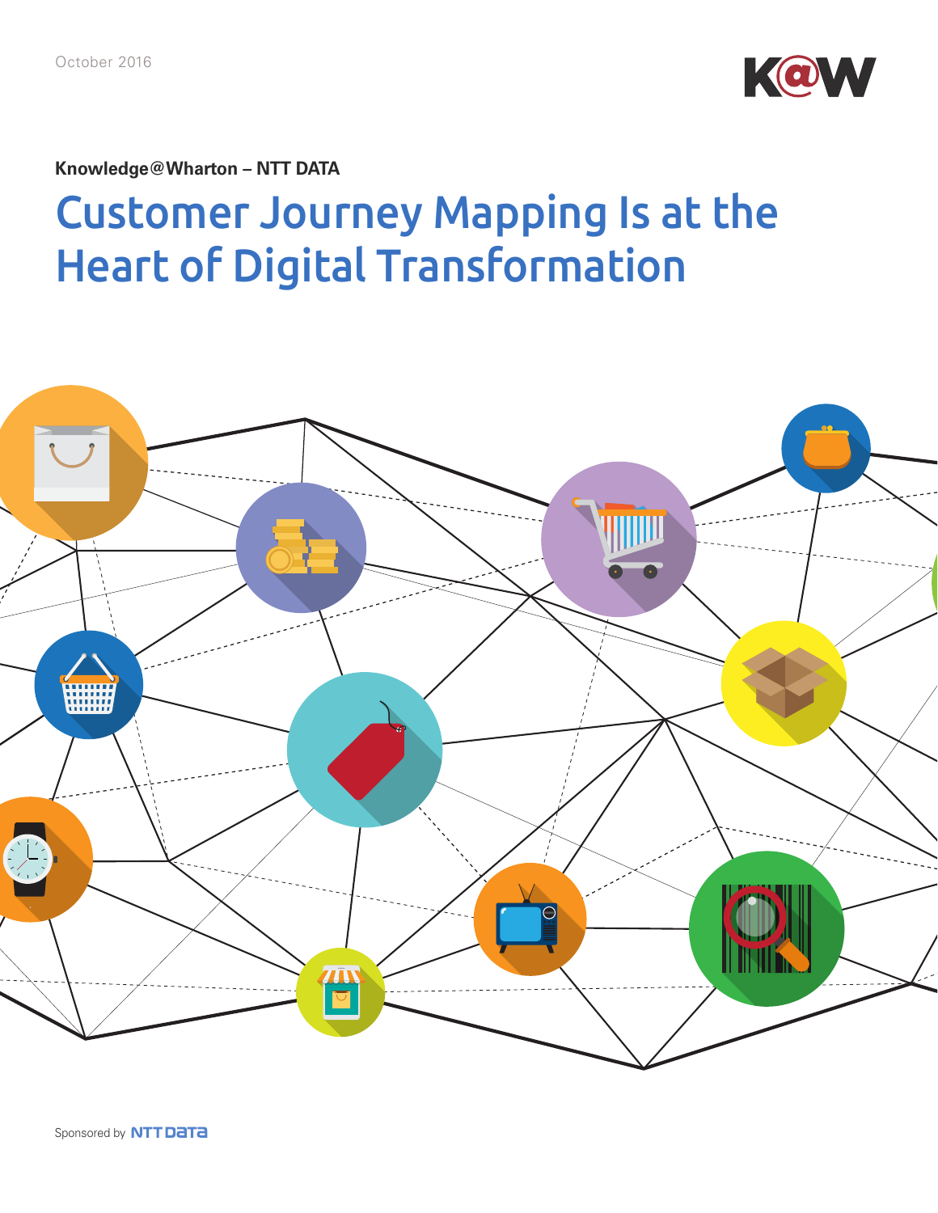October 2016

**Knowledge@Wharton – NTT DATA**

# Customer Journey Mapping Is at the Heart of Digital Transformation

Sponsored by NTT DATA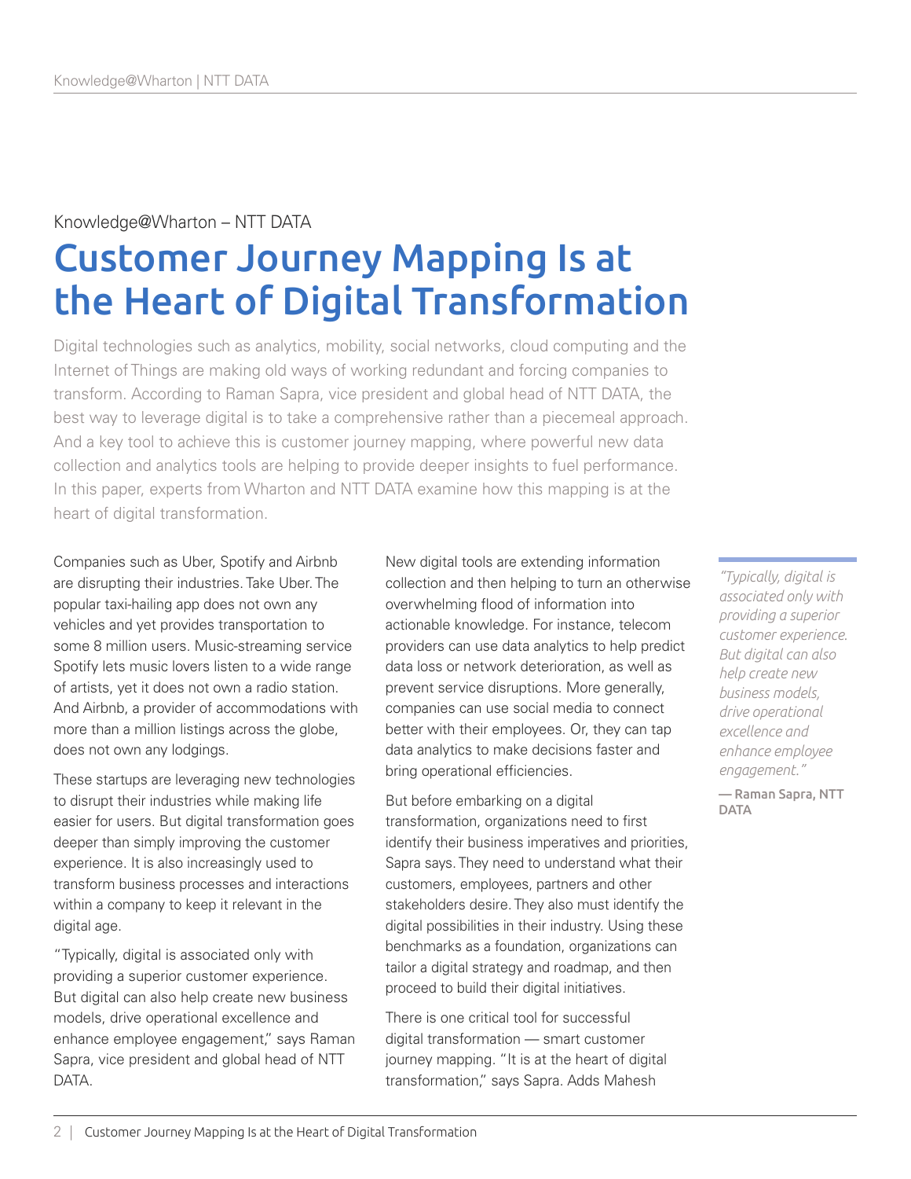Knowledge@Wharton – NTT DATA

# Customer Journey Mapping Is at the Heart of Digital Transformation

Digital technologies such as analytics, mobility, social networks, cloud computing and the Internet of Things are making old ways of working redundant and forcing companies to transform. According to Raman Sapra, vice president and global head of NTT DATA, the best way to leverage digital is to take a comprehensive rather than a piecemeal approach. And a key tool to achieve this is customer journey mapping, where powerful new data collection and analytics tools are helping to provide deeper insights to fuel performance. In this paper, experts from Wharton and NTT DATA examine how this mapping is at the heart of digital transformation.

Companies such as Uber, Spotify and Airbnb are disrupting their industries. Take Uber. The popular taxi-hailing app does not own any vehicles and yet provides transportation to some 8 million users. Music-streaming service Spotify lets music lovers listen to a wide range of artists, yet it does not own a radio station. And Airbnb, a provider of accommodations with more than a million listings across the globe, does not own any lodgings.

These startups are leveraging new technologies to disrupt their industries while making life easier for users. But digital transformation goes deeper than simply improving the customer experience. It is also increasingly used to transform business processes and interactions within a company to keep it relevant in the digital age.

"Typically, digital is associated only with providing a superior customer experience. But digital can also help create new business models, drive operational excellence and enhance employee engagement," says Raman Sapra, vice president and global head of NTT DATA.

New digital tools are extending information collection and then helping to turn an otherwise overwhelming flood of information into actionable knowledge. For instance, telecom providers can use data analytics to help predict data loss or network deterioration, as well as prevent service disruptions. More generally, companies can use social media to connect better with their employees. Or, they can tap data analytics to make decisions faster and bring operational efficiencies.

But before embarking on a digital transformation, organizations need to first identify their business imperatives and priorities, Sapra says. They need to understand what their customers, employees, partners and other stakeholders desire. They also must identify the digital possibilities in their industry. Using these benchmarks as a foundation, organizations can tailor a digital strategy and roadmap, and then proceed to build their digital initiatives.

There is one critical tool for successful digital transformation — smart customer journey mapping. "It is at the heart of digital transformation," says Sapra. Adds Mahesh

> *"Typically, digital is associated only with providing a superior customer experience. But digital can also help create new business models, drive operational excellence and enhance employee engagement."*
>
> **— Raman Sapra, NTT DATA**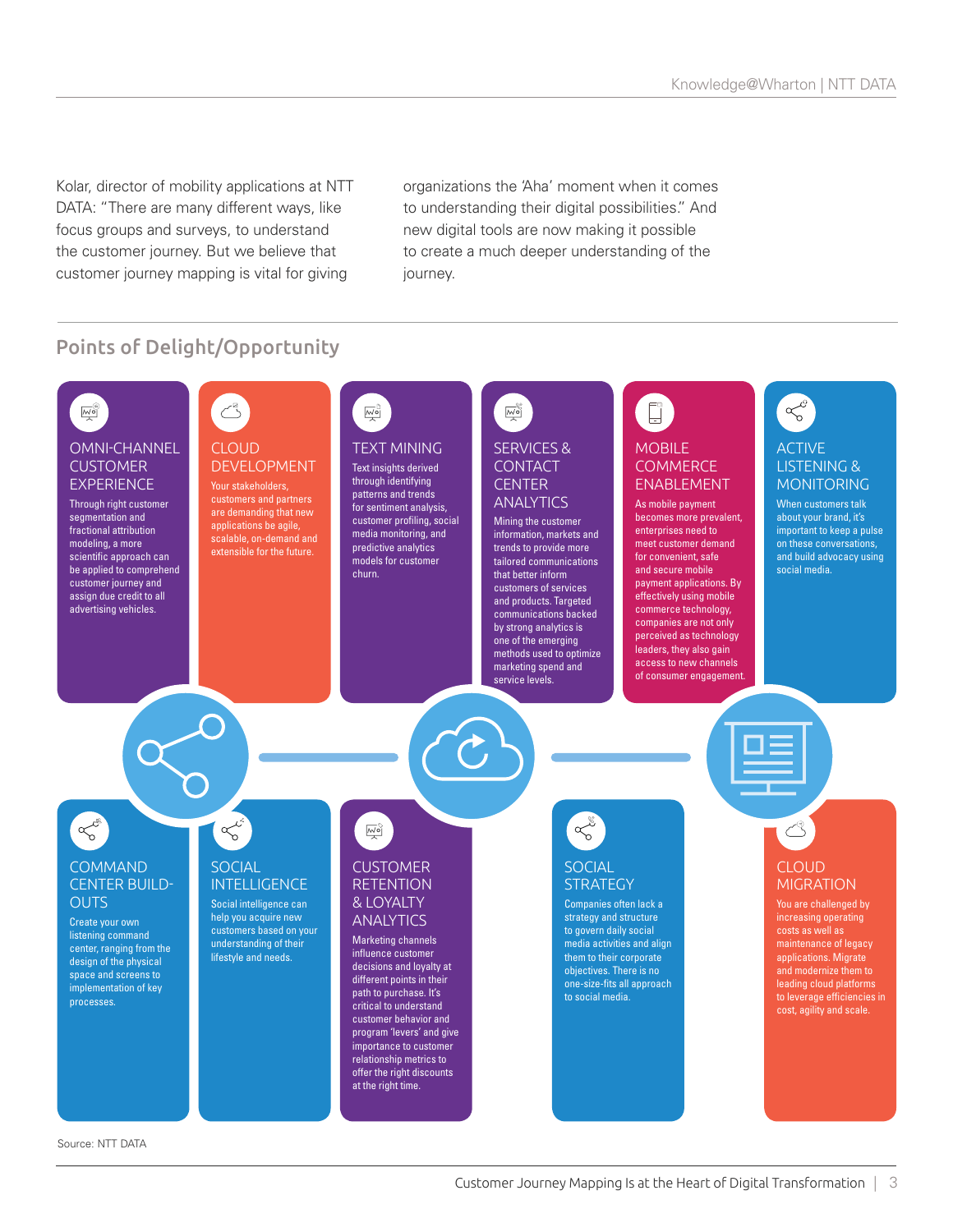Kolar, director of mobility applications at NTT DATA: "There are many different ways, like focus groups and surveys, to understand the customer journey. But we believe that customer journey mapping is vital for giving organizations the 'Aha' moment when it comes to understanding their digital possibilities." And new digital tools are now making it possible to create a much deeper understanding of the journey.

## Points of Delight/Opportunity

### OMNI-CHANNEL CUSTOMER EXPERIENCE

Through right customer segmentation and fractional attribution modeling, a more scientific approach can be applied to comprehend customer journey and assign due credit to all advertising vehicles.

### CLOUD DEVELOPMENT

Your stakeholders, customers and partners are demanding that new applications be agile, scalable, on-demand and extensible for the future.

### TEXT MINING

Text insights derived through identifying patterns and trends for sentiment analysis, customer profiling, social media monitoring, and predictive analytics models for customer churn.

### SERVICES & CONTACT CENTER ANALYTICS

Mining the customer information, markets and trends to provide more tailored communications that better inform customers of services and products. Targeted communications backed by strong analytics is one of the emerging methods used to optimize marketing spend and service levels.

### MOBILE COMMERCE ENABLEMENT

As mobile payment becomes more prevalent, enterprises need to meet customer demand for convenient, safe and secure mobile payment applications. By effectively using mobile commerce technology, companies are not only perceived as technology leaders, they also gain access to new channels of consumer engagement.

### ACTIVE LISTENING & MONITORING

When customers talk about your brand, it's important to keep a pulse on these conversations, and build advocacy using social media.

### COMMAND CENTER BUILD-OUTS

Create your own listening command center, ranging from the design of the physical space and screens to implementation of key processes.

### SOCIAL INTELLIGENCE

Social intelligence can help you acquire new customers based on your understanding of their lifestyle and needs.

### CUSTOMER RETENTION & LOYALTY ANALYTICS

Marketing channels influence customer decisions and loyalty at different points in their path to purchase. It's critical to understand customer behavior and program 'levers' and give importance to customer relationship metrics to offer the right discounts at the right time.

### SOCIAL STRATEGY

Companies often lack a strategy and structure to govern daily social media activities and align them to their corporate objectives. There is no one-size-fits all approach to social media.

### CLOUD MIGRATION

You are challenged by increasing operating costs as well as maintenance of legacy applications. Migrate and modernize them to leading cloud platforms to leverage efficiencies in cost, agility and scale.

Source: NTT DATA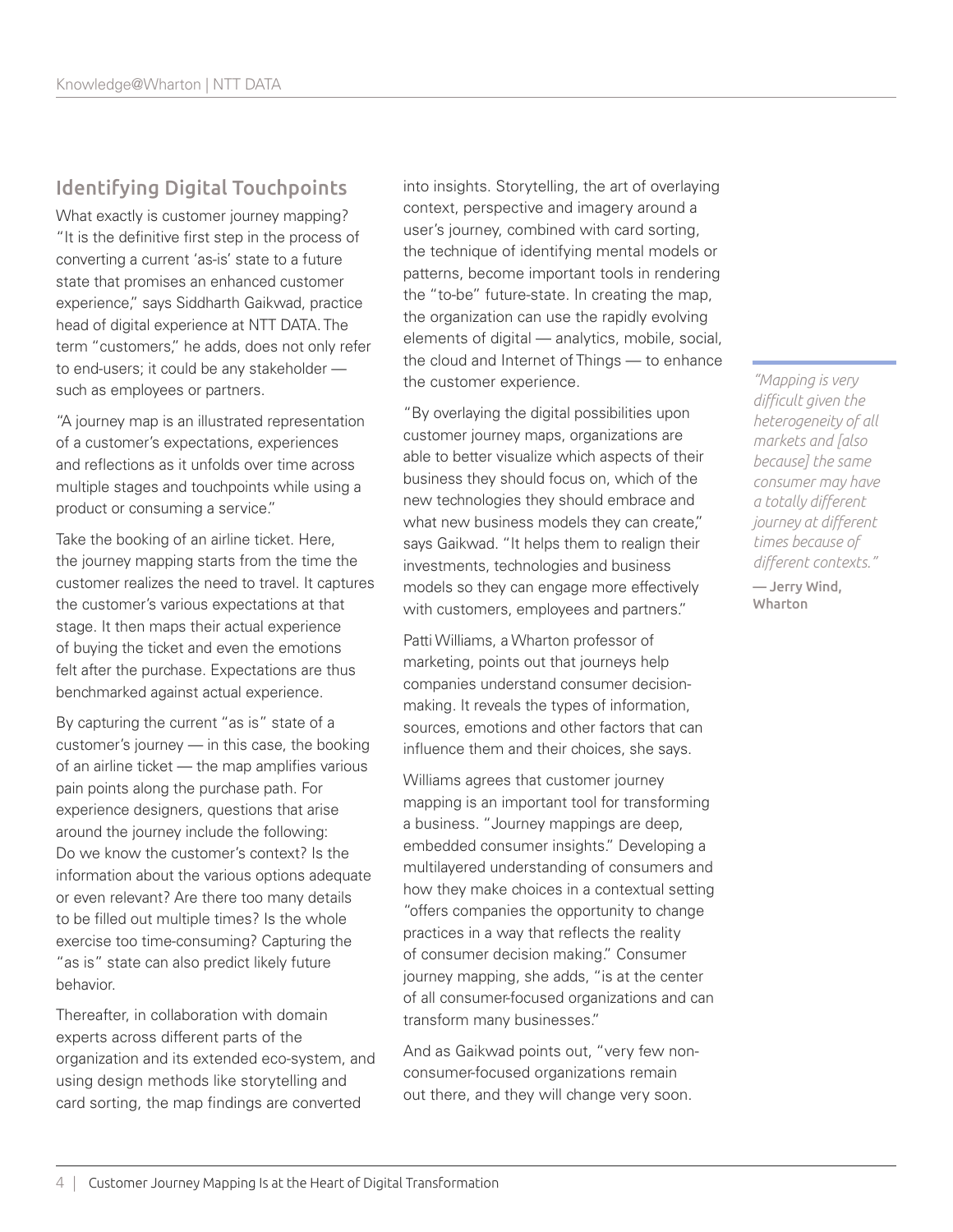## Identifying Digital Touchpoints

What exactly is customer journey mapping? "It is the definitive first step in the process of converting a current 'as-is' state to a future state that promises an enhanced customer experience," says Siddharth Gaikwad, practice head of digital experience at NTT DATA. The term "customers," he adds, does not only refer to end-users; it could be any stakeholder — such as employees or partners.

"A journey map is an illustrated representation of a customer's expectations, experiences and reflections as it unfolds over time across multiple stages and touchpoints while using a product or consuming a service."

Take the booking of an airline ticket. Here, the journey mapping starts from the time the customer realizes the need to travel. It captures the customer's various expectations at that stage. It then maps their actual experience of buying the ticket and even the emotions felt after the purchase. Expectations are thus benchmarked against actual experience.

By capturing the current "as is" state of a customer's journey — in this case, the booking of an airline ticket — the map amplifies various pain points along the purchase path. For experience designers, questions that arise around the journey include the following: Do we know the customer's context? Is the information about the various options adequate or even relevant? Are there too many details to be filled out multiple times? Is the whole exercise too time-consuming? Capturing the "as is" state can also predict likely future behavior.

Thereafter, in collaboration with domain experts across different parts of the organization and its extended eco-system, and using design methods like storytelling and card sorting, the map findings are converted into insights. Storytelling, the art of overlaying context, perspective and imagery around a user's journey, combined with card sorting, the technique of identifying mental models or patterns, become important tools in rendering the "to-be" future-state. In creating the map, the organization can use the rapidly evolving elements of digital — analytics, mobile, social, the cloud and Internet of Things — to enhance the customer experience.

"By overlaying the digital possibilities upon customer journey maps, organizations are able to better visualize which aspects of their business they should focus on, which of the new technologies they should embrace and what new business models they can create," says Gaikwad. "It helps them to realign their investments, technologies and business models so they can engage more effectively with customers, employees and partners."

Patti Williams, a Wharton professor of marketing, points out that journeys help companies understand consumer decision-making. It reveals the types of information, sources, emotions and other factors that can influence them and their choices, she says.

Williams agrees that customer journey mapping is an important tool for transforming a business. "Journey mappings are deep, embedded consumer insights." Developing a multilayered understanding of consumers and how they make choices in a contextual setting "offers companies the opportunity to change practices in a way that reflects the reality of consumer decision making." Consumer journey mapping, she adds, "is at the center of all consumer-focused organizations and can transform many businesses."

And as Gaikwad points out, "very few non-consumer-focused organizations remain out there, and they will change very soon.

> *"Mapping is very difficult given the heterogeneity of all markets and [also because] the same consumer may have a totally different journey at different times because of different contexts."*
>
> **— Jerry Wind, Wharton**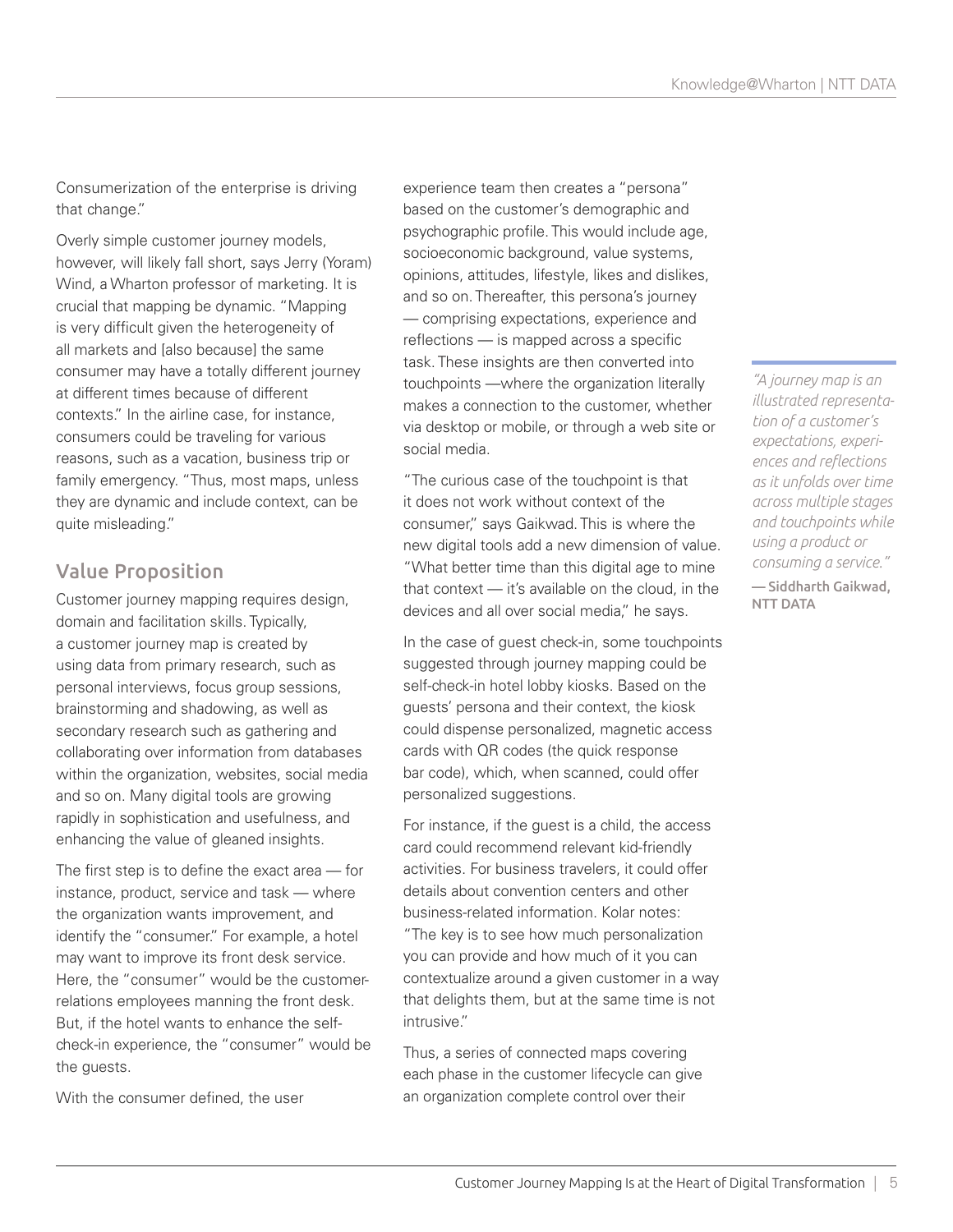Consumerization of the enterprise is driving that change."

Overly simple customer journey models, however, will likely fall short, says Jerry (Yoram) Wind, a Wharton professor of marketing. It is crucial that mapping be dynamic. "Mapping is very difficult given the heterogeneity of all markets and [also because] the same consumer may have a totally different journey at different times because of different contexts." In the airline case, for instance, consumers could be traveling for various reasons, such as a vacation, business trip or family emergency. "Thus, most maps, unless they are dynamic and include context, can be quite misleading."

## Value Proposition

Customer journey mapping requires design, domain and facilitation skills. Typically, a customer journey map is created by using data from primary research, such as personal interviews, focus group sessions, brainstorming and shadowing, as well as secondary research such as gathering and collaborating over information from databases within the organization, websites, social media and so on. Many digital tools are growing rapidly in sophistication and usefulness, and enhancing the value of gleaned insights.

The first step is to define the exact area — for instance, product, service and task — where the organization wants improvement, and identify the "consumer." For example, a hotel may want to improve its front desk service. Here, the "consumer" would be the customer-relations employees manning the front desk. But, if the hotel wants to enhance the self-check-in experience, the "consumer" would be the guests.

With the consumer defined, the user experience team then creates a "persona" based on the customer's demographic and psychographic profile. This would include age, socioeconomic background, value systems, opinions, attitudes, lifestyle, likes and dislikes, and so on. Thereafter, this persona's journey — comprising expectations, experience and reflections — is mapped across a specific task. These insights are then converted into touchpoints —where the organization literally makes a connection to the customer, whether via desktop or mobile, or through a web site or social media.

"The curious case of the touchpoint is that it does not work without context of the consumer," says Gaikwad. This is where the new digital tools add a new dimension of value. "What better time than this digital age to mine that context — it's available on the cloud, in the devices and all over social media," he says.

In the case of guest check-in, some touchpoints suggested through journey mapping could be self-check-in hotel lobby kiosks. Based on the guests' persona and their context, the kiosk could dispense personalized, magnetic access cards with QR codes (the quick response bar code), which, when scanned, could offer personalized suggestions.

For instance, if the guest is a child, the access card could recommend relevant kid-friendly activities. For business travelers, it could offer details about convention centers and other business-related information. Kolar notes: "The key is to see how much personalization you can provide and how much of it you can contextualize around a given customer in a way that delights them, but at the same time is not intrusive."

Thus, a series of connected maps covering each phase in the customer lifecycle can give an organization complete control over their

> *"A journey map is an illustrated representation of a customer's expectations, experiences and reflections as it unfolds over time across multiple stages and touchpoints while using a product or consuming a service."*
>
> **— Siddharth Gaikwad, NTT DATA**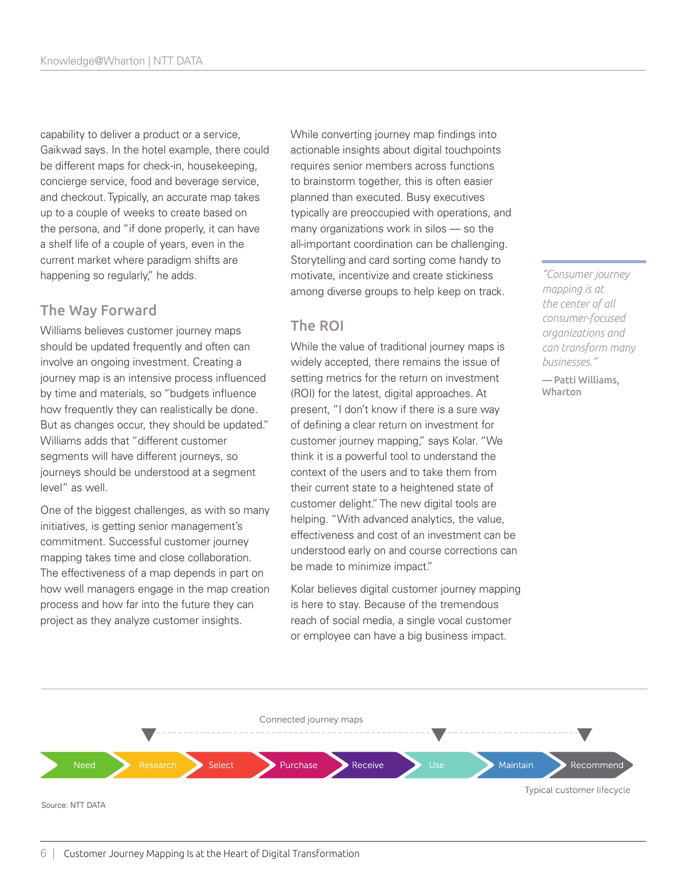capability to deliver a product or a service, Gaikwad says. In the hotel example, there could be different maps for check-in, housekeeping, concierge service, food and beverage service, and checkout. Typically, an accurate map takes up to a couple of weeks to create based on the persona, and "if done properly, it can have a shelf life of a couple of years, even in the current market where paradigm shifts are happening so regularly," he adds.

## The Way Forward

Williams believes customer journey maps should be updated frequently and often can involve an ongoing investment. Creating a journey map is an intensive process influenced by time and materials, so "budgets influence how frequently they can realistically be done. But as changes occur, they should be updated." Williams adds that "different customer segments will have different journeys, so journeys should be understood at a segment level" as well.

One of the biggest challenges, as with so many initiatives, is getting senior management's commitment. Successful customer journey mapping takes time and close collaboration. The effectiveness of a map depends in part on how well managers engage in the map creation process and how far into the future they can project as they analyze customer insights.

While converting journey map findings into actionable insights about digital touchpoints requires senior members across functions to brainstorm together, this is often easier planned than executed. Busy executives typically are preoccupied with operations, and many organizations work in silos — so the all-important coordination can be challenging. Storytelling and card sorting come handy to motivate, incentivize and create stickiness among diverse groups to help keep on track.

## The ROI

While the value of traditional journey maps is widely accepted, there remains the issue of setting metrics for the return on investment (ROI) for the latest, digital approaches. At present, "I don't know if there is a sure way of defining a clear return on investment for customer journey mapping," says Kolar. "We think it is a powerful tool to understand the context of the users and to take them from their current state to a heightened state of customer delight." The new digital tools are helping. "With advanced analytics, the value, effectiveness and cost of an investment can be understood early on and course corrections can be made to minimize impact."

Kolar believes digital customer journey mapping is here to stay. Because of the tremendous reach of social media, a single vocal customer or employee can have a big business impact.

> *"Consumer journey mapping is at the center of all consumer-focused organizations and can transform many businesses."*
>
> **— Patti Williams, Wharton**

Connected journey maps

Need → Research → Select → Purchase → Receive → Use → Maintain → Recommend

Typical customer lifecycle

Source: NTT DATA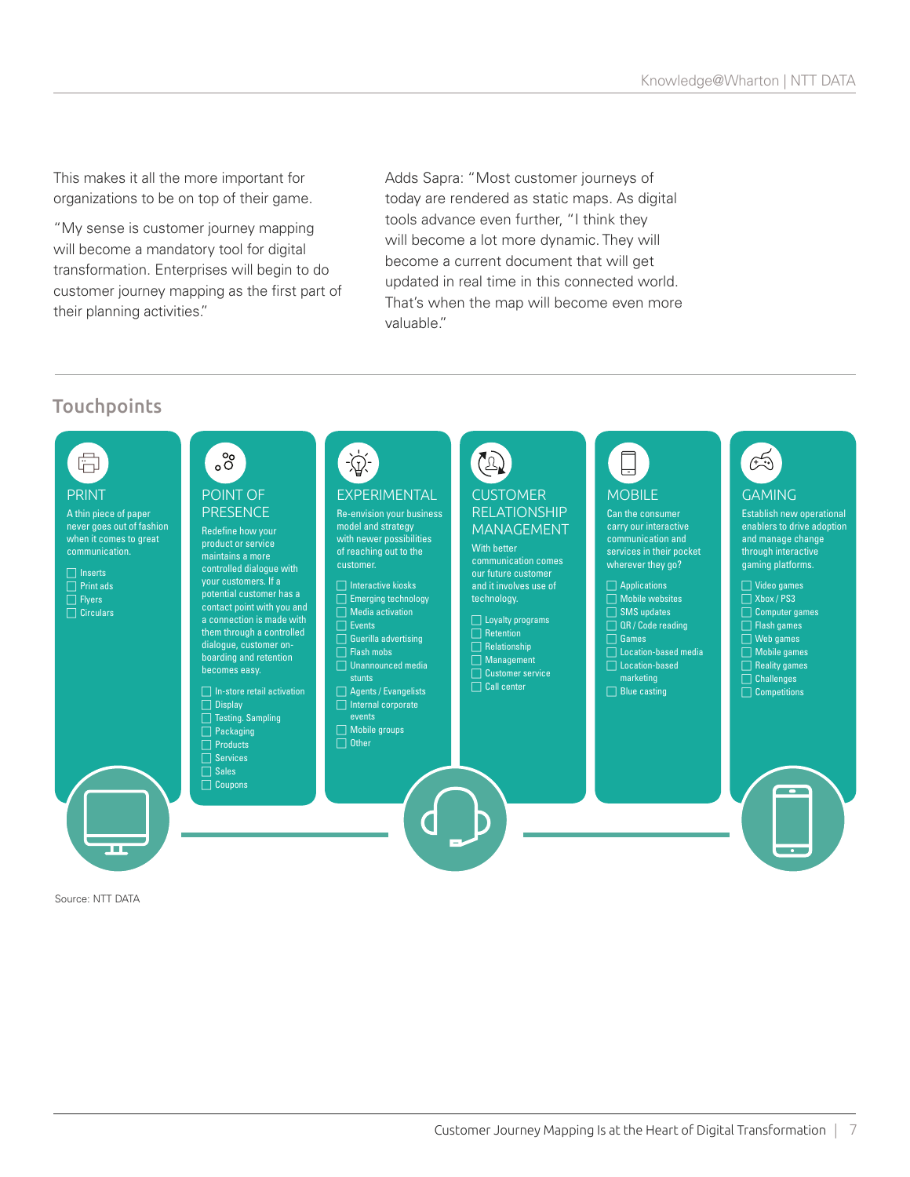This makes it all the more important for organizations to be on top of their game.

"My sense is customer journey mapping will become a mandatory tool for digital transformation. Enterprises will begin to do customer journey mapping as the first part of their planning activities."

Adds Sapra: "Most customer journeys of today are rendered as static maps. As digital tools advance even further, "I think they will become a lot more dynamic. They will become a current document that will get updated in real time in this connected world. That's when the map will become even more valuable."

## Touchpoints

### PRINT

A thin piece of paper never goes out of fashion when it comes to great communication.

- [ ] Inserts
- [ ] Print ads
- [ ] Flyers
- [ ] Circulars

### POINT OF PRESENCE

Redefine how your product or service maintains a more controlled dialogue with your customers. If a potential customer has a contact point with you and a connection is made with them through a controlled dialogue, customer on-boarding and retention becomes easy.

- [ ] In-store retail activation
- [ ] Display
- [ ] Testing. Sampling
- [ ] Packaging
- [ ] Products
- [ ] Services
- [ ] Sales
- [ ] Coupons

### EXPERIMENTAL

Re-envision your business model and strategy with newer possibilities of reaching out to the customer.

- [ ] Interactive kiosks
- [ ] Emerging technology
- [ ] Media activation
- [ ] Events
- [ ] Guerilla advertising
- [ ] Flash mobs
- [ ] Unannounced media stunts
- [ ] Agents / Evangelists
- [ ] Internal corporate events
- [ ] Mobile groups
- [ ] Other

### CUSTOMER RELATIONSHIP MANAGEMENT

With better communication comes our future customer and it involves use of technology.

- [ ] Loyalty programs
- [ ] Retention
- [ ] Relationship
- [ ] Management
- [ ] Customer service
- [ ] Call center

### MOBILE

Can the consumer carry our interactive communication and services in their pocket wherever they go?

- [ ] Applications
- [ ] Mobile websites
- [ ] SMS updates
- [ ] QR / Code reading
- [ ] Games
- [ ] Location-based media
- [ ] Location-based marketing
- [ ] Blue casting

### GAMING

Establish new operational enablers to drive adoption and manage change through interactive gaming platforms.

- [ ] Video games
- [ ] Xbox / PS3
- [ ] Computer games
- [ ] Flash games
- [ ] Web games
- [ ] Mobile games
- [ ] Reality games
- [ ] Challenges
- [ ] Competitions

Source: NTT DATA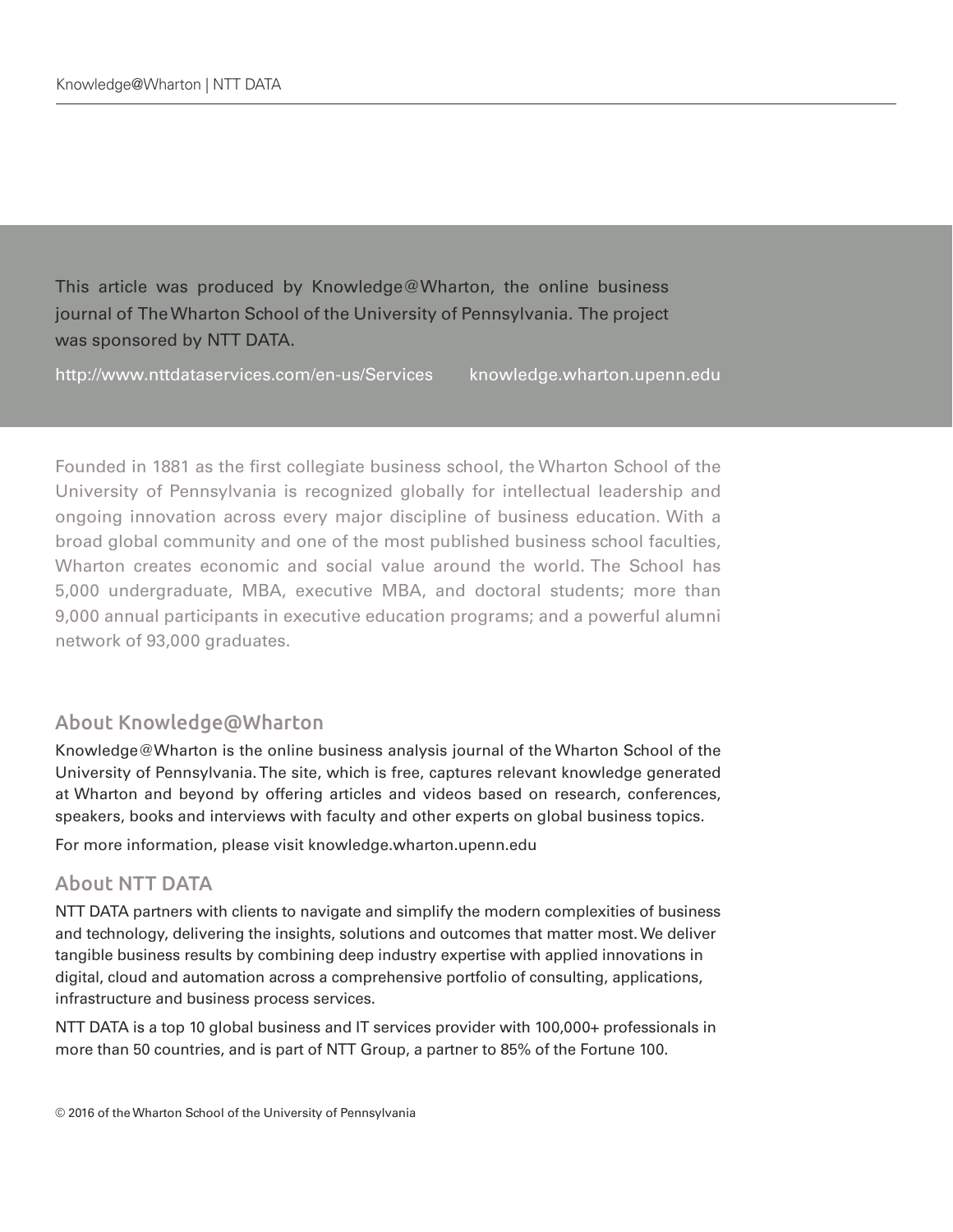This article was produced by Knowledge@Wharton, the online business journal of The Wharton School of the University of Pennsylvania. The project was sponsored by NTT DATA.

http://www.nttdataservices.com/en-us/Services knowledge.wharton.upenn.edu

Founded in 1881 as the first collegiate business school, the Wharton School of the University of Pennsylvania is recognized globally for intellectual leadership and ongoing innovation across every major discipline of business education. With a broad global community and one of the most published business school faculties, Wharton creates economic and social value around the world. The School has 5,000 undergraduate, MBA, executive MBA, and doctoral students; more than 9,000 annual participants in executive education programs; and a powerful alumni network of 93,000 graduates.

## About Knowledge@Wharton

Knowledge@Wharton is the online business analysis journal of the Wharton School of the University of Pennsylvania. The site, which is free, captures relevant knowledge generated at Wharton and beyond by offering articles and videos based on research, conferences, speakers, books and interviews with faculty and other experts on global business topics.

For more information, please visit knowledge.wharton.upenn.edu

## About NTT DATA

NTT DATA partners with clients to navigate and simplify the modern complexities of business and technology, delivering the insights, solutions and outcomes that matter most. We deliver tangible business results by combining deep industry expertise with applied innovations in digital, cloud and automation across a comprehensive portfolio of consulting, applications, infrastructure and business process services.

NTT DATA is a top 10 global business and IT services provider with 100,000+ professionals in more than 50 countries, and is part of NTT Group, a partner to 85% of the Fortune 100.

© 2016 of the Wharton School of the University of Pennsylvania